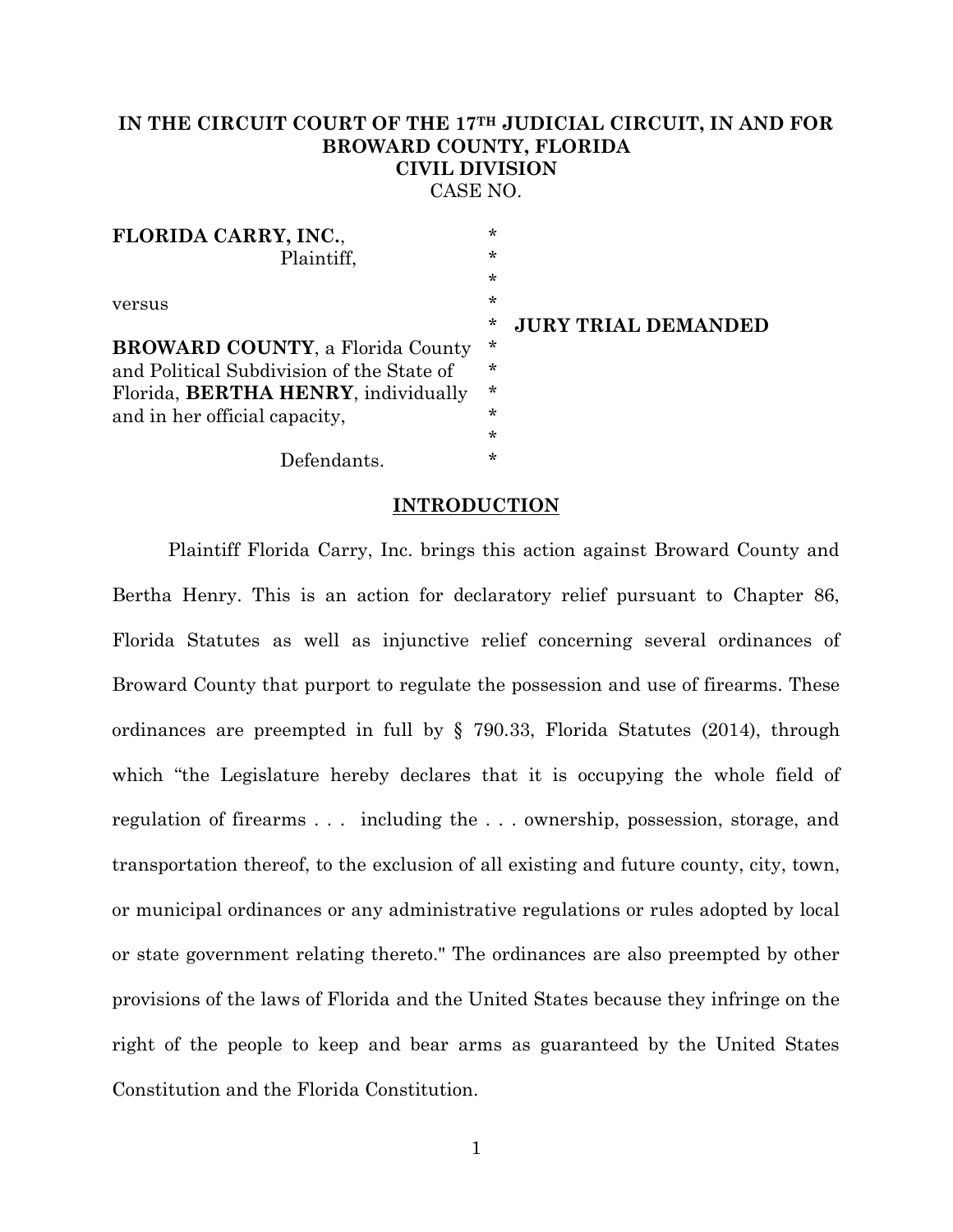**IN THE CIRCUIT COURT OF THE 17TH JUDICIAL CIRCUIT, IN AND FOR BROWARD COUNTY, FLORIDA**
**CIVIL DIVISION**
CASE NO.

**FLORIDA CARRY, INC.**,
Plaintiff,

versus

**BROWARD COUNTY**, a Florida County and Political Subdivision of the State of Florida, **BERTHA HENRY**, individually and in her official capacity,

Defendants.

**JURY TRIAL DEMANDED**

## INTRODUCTION

Plaintiff Florida Carry, Inc. brings this action against Broward County and Bertha Henry. This is an action for declaratory relief pursuant to Chapter 86, Florida Statutes as well as injunctive relief concerning several ordinances of Broward County that purport to regulate the possession and use of firearms. These ordinances are preempted in full by § 790.33, Florida Statutes (2014), through which "the Legislature hereby declares that it is occupying the whole field of regulation of firearms . . . including the . . . ownership, possession, storage, and transportation thereof, to the exclusion of all existing and future county, city, town, or municipal ordinances or any administrative regulations or rules adopted by local or state government relating thereto." The ordinances are also preempted by other provisions of the laws of Florida and the United States because they infringe on the right of the people to keep and bear arms as guaranteed by the United States Constitution and the Florida Constitution.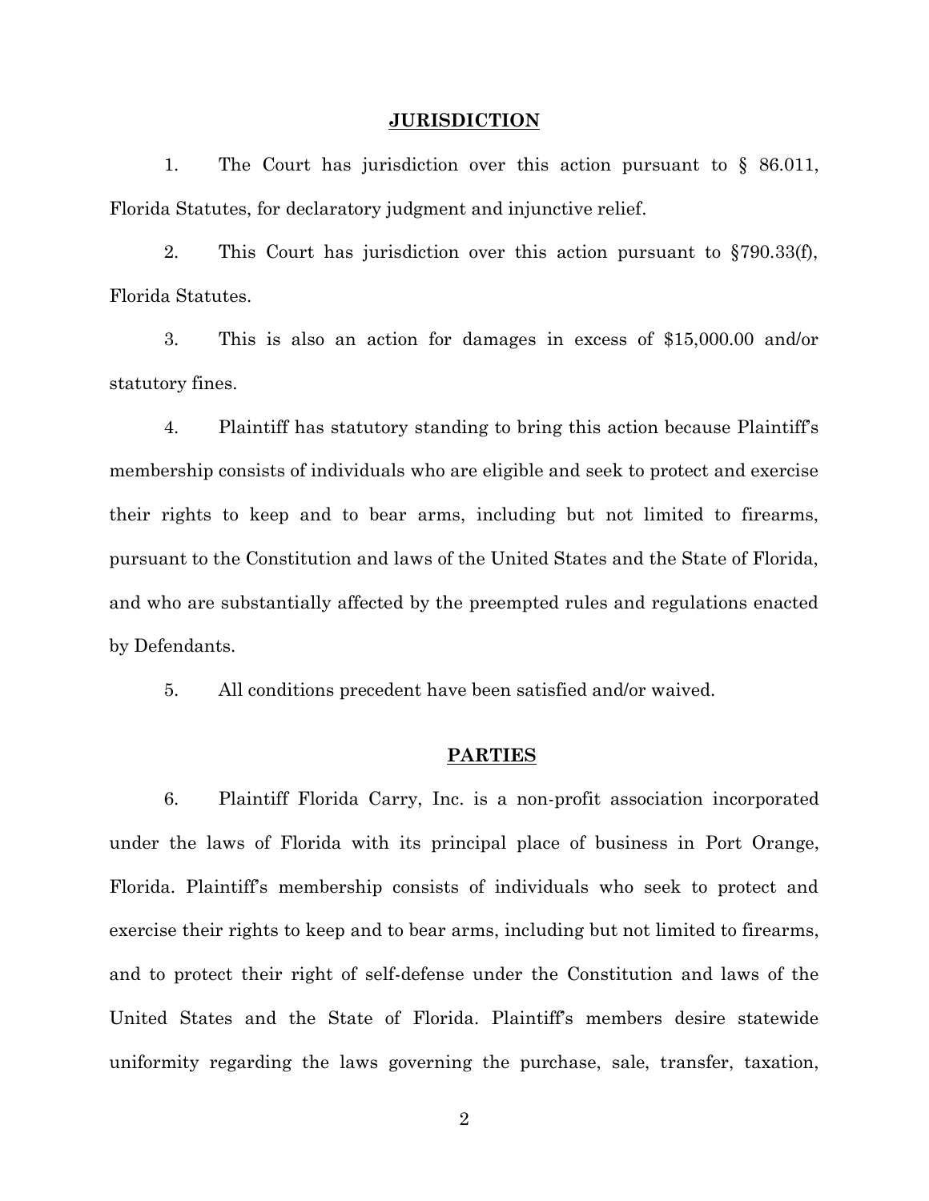## JURISDICTION

1. The Court has jurisdiction over this action pursuant to § 86.011, Florida Statutes, for declaratory judgment and injunctive relief.

2. This Court has jurisdiction over this action pursuant to §790.33(f), Florida Statutes.

3. This is also an action for damages in excess of $15,000.00 and/or statutory fines.

4. Plaintiff has statutory standing to bring this action because Plaintiff's membership consists of individuals who are eligible and seek to protect and exercise their rights to keep and to bear arms, including but not limited to firearms, pursuant to the Constitution and laws of the United States and the State of Florida, and who are substantially affected by the preempted rules and regulations enacted by Defendants.

5. All conditions precedent have been satisfied and/or waived.

## PARTIES

6. Plaintiff Florida Carry, Inc. is a non-profit association incorporated under the laws of Florida with its principal place of business in Port Orange, Florida. Plaintiff's membership consists of individuals who seek to protect and exercise their rights to keep and to bear arms, including but not limited to firearms, and to protect their right of self-defense under the Constitution and laws of the United States and the State of Florida. Plaintiff's members desire statewide uniformity regarding the laws governing the purchase, sale, transfer, taxation,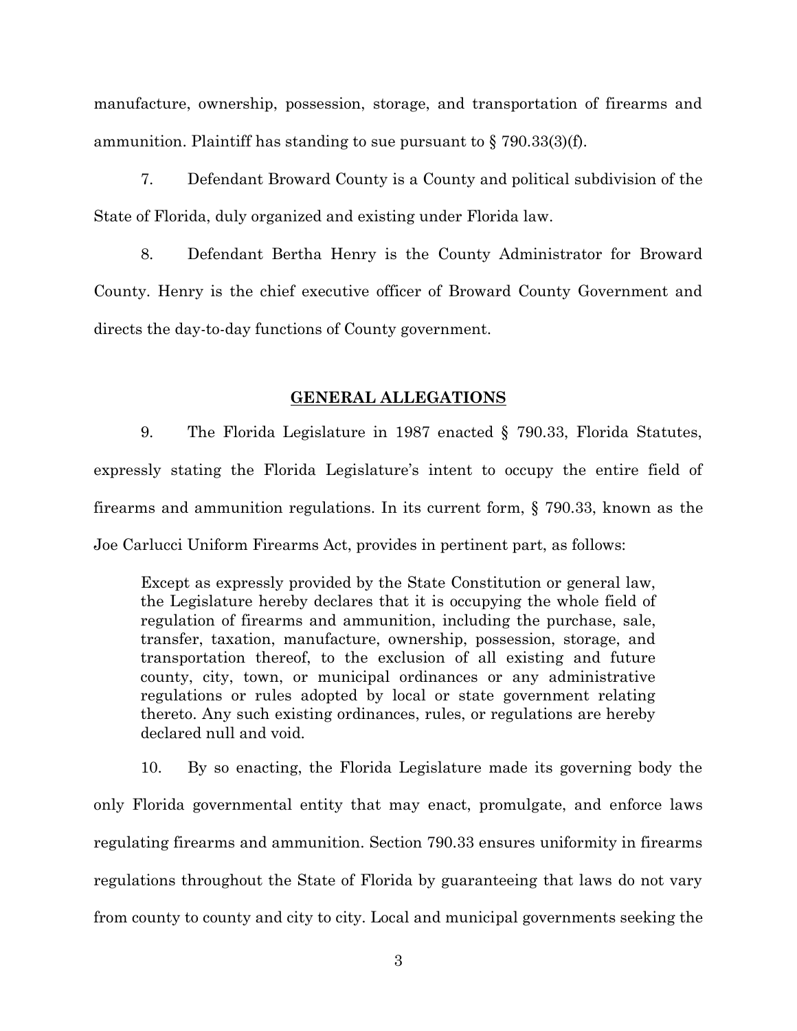manufacture, ownership, possession, storage, and transportation of firearms and ammunition. Plaintiff has standing to sue pursuant to § 790.33(3)(f).

7. Defendant Broward County is a County and political subdivision of the State of Florida, duly organized and existing under Florida law.

8. Defendant Bertha Henry is the County Administrator for Broward County. Henry is the chief executive officer of Broward County Government and directs the day-to-day functions of County government.

## GENERAL ALLEGATIONS

9. The Florida Legislature in 1987 enacted § 790.33, Florida Statutes, expressly stating the Florida Legislature's intent to occupy the entire field of firearms and ammunition regulations. In its current form, § 790.33, known as the Joe Carlucci Uniform Firearms Act, provides in pertinent part, as follows:

> Except as expressly provided by the State Constitution or general law, the Legislature hereby declares that it is occupying the whole field of regulation of firearms and ammunition, including the purchase, sale, transfer, taxation, manufacture, ownership, possession, storage, and transportation thereof, to the exclusion of all existing and future county, city, town, or municipal ordinances or any administrative regulations or rules adopted by local or state government relating thereto. Any such existing ordinances, rules, or regulations are hereby declared null and void.

10. By so enacting, the Florida Legislature made its governing body the only Florida governmental entity that may enact, promulgate, and enforce laws regulating firearms and ammunition. Section 790.33 ensures uniformity in firearms regulations throughout the State of Florida by guaranteeing that laws do not vary from county to county and city to city. Local and municipal governments seeking the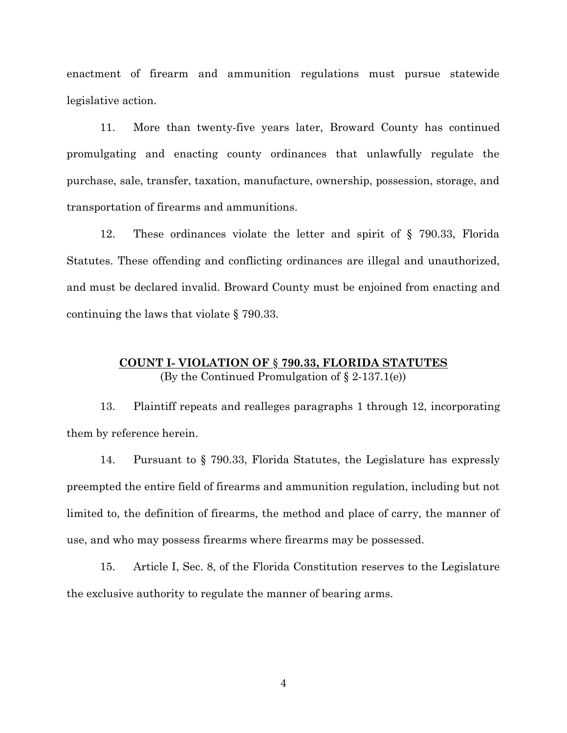enactment of firearm and ammunition regulations must pursue statewide legislative action.

11. More than twenty-five years later, Broward County has continued promulgating and enacting county ordinances that unlawfully regulate the purchase, sale, transfer, taxation, manufacture, ownership, possession, storage, and transportation of firearms and ammunitions.

12. These ordinances violate the letter and spirit of § 790.33, Florida Statutes. These offending and conflicting ordinances are illegal and unauthorized, and must be declared invalid. Broward County must be enjoined from enacting and continuing the laws that violate § 790.33.

## **COUNT I- VIOLATION OF § 790.33, FLORIDA STATUTES**

(By the Continued Promulgation of § 2-137.1(e))

13. Plaintiff repeats and realleges paragraphs 1 through 12, incorporating them by reference herein.

14. Pursuant to § 790.33, Florida Statutes, the Legislature has expressly preempted the entire field of firearms and ammunition regulation, including but not limited to, the definition of firearms, the method and place of carry, the manner of use, and who may possess firearms where firearms may be possessed.

15. Article I, Sec. 8, of the Florida Constitution reserves to the Legislature the exclusive authority to regulate the manner of bearing arms.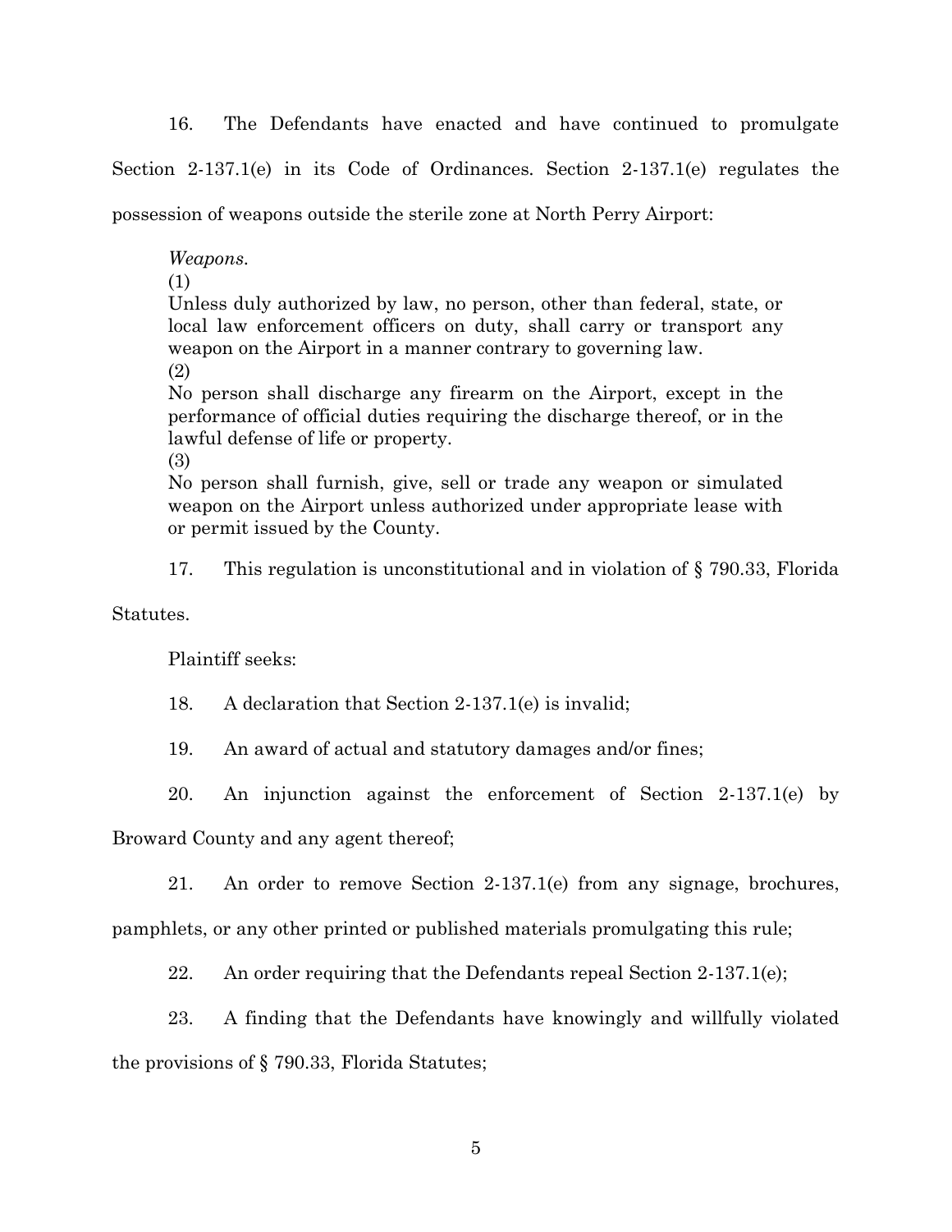16. The Defendants have enacted and have continued to promulgate Section 2-137.1(e) in its Code of Ordinances. Section 2-137.1(e) regulates the possession of weapons outside the sterile zone at North Perry Airport:

> *Weapons.*
>
> (1)
>
> Unless duly authorized by law, no person, other than federal, state, or local law enforcement officers on duty, shall carry or transport any weapon on the Airport in a manner contrary to governing law.
>
> (2)
>
> No person shall discharge any firearm on the Airport, except in the performance of official duties requiring the discharge thereof, or in the lawful defense of life or property.
>
> (3)
>
> No person shall furnish, give, sell or trade any weapon or simulated weapon on the Airport unless authorized under appropriate lease with or permit issued by the County.

17. This regulation is unconstitutional and in violation of § 790.33, Florida Statutes.

Plaintiff seeks:

18. A declaration that Section 2-137.1(e) is invalid;

19. An award of actual and statutory damages and/or fines;

20. An injunction against the enforcement of Section 2-137.1(e) by Broward County and any agent thereof;

21. An order to remove Section 2-137.1(e) from any signage, brochures, pamphlets, or any other printed or published materials promulgating this rule;

22. An order requiring that the Defendants repeal Section 2-137.1(e);

23. A finding that the Defendants have knowingly and willfully violated the provisions of § 790.33, Florida Statutes;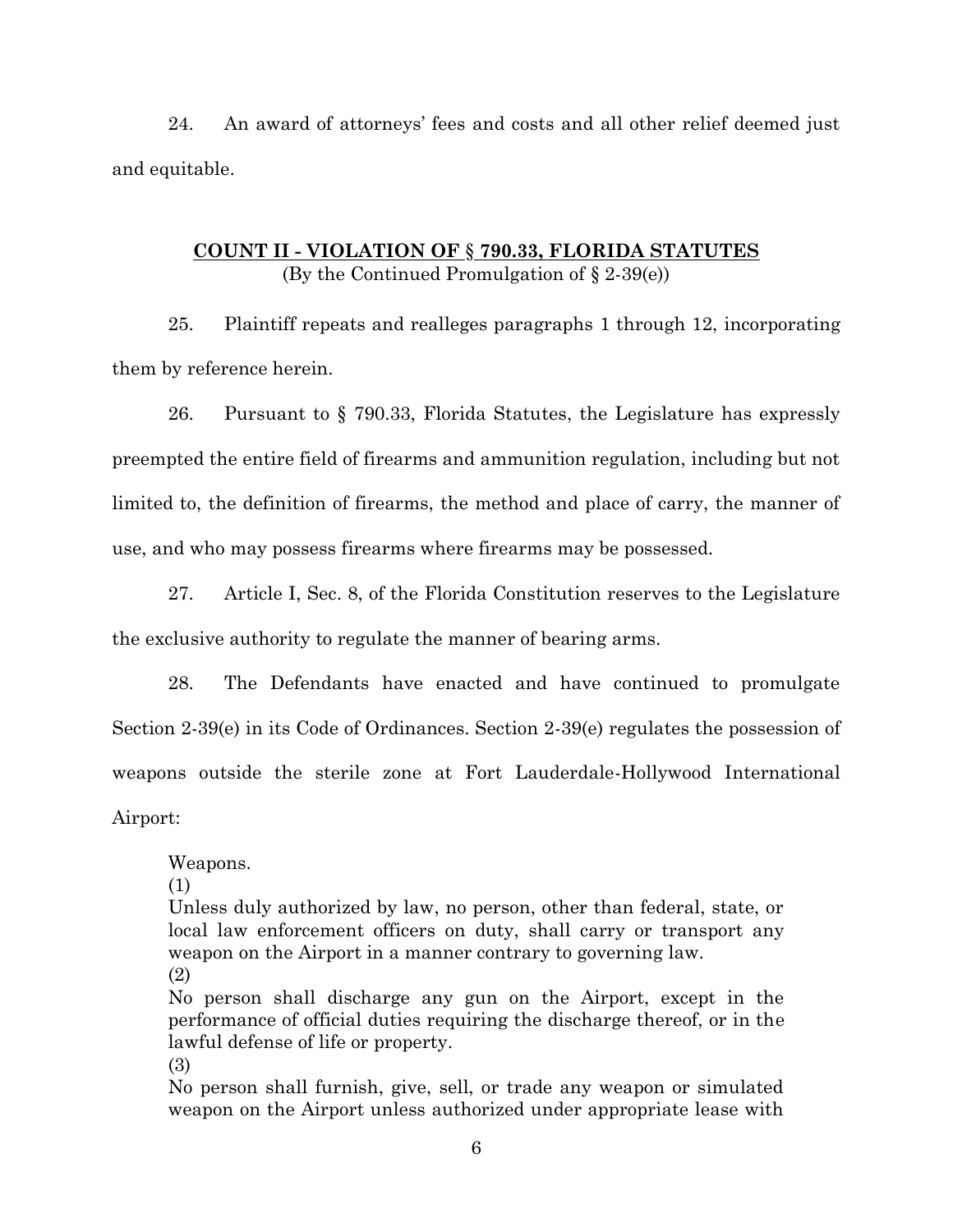24. An award of attorneys' fees and costs and all other relief deemed just and equitable.

**COUNT II - VIOLATION OF § 790.33, FLORIDA STATUTES**
(By the Continued Promulgation of § 2-39(e))

25. Plaintiff repeats and realleges paragraphs 1 through 12, incorporating them by reference herein.

26. Pursuant to § 790.33, Florida Statutes, the Legislature has expressly preempted the entire field of firearms and ammunition regulation, including but not limited to, the definition of firearms, the method and place of carry, the manner of use, and who may possess firearms where firearms may be possessed.

27. Article I, Sec. 8, of the Florida Constitution reserves to the Legislature the exclusive authority to regulate the manner of bearing arms.

28. The Defendants have enacted and have continued to promulgate Section 2-39(e) in its Code of Ordinances. Section 2-39(e) regulates the possession of weapons outside the sterile zone at Fort Lauderdale-Hollywood International Airport:

> Weapons.
> (1)
> Unless duly authorized by law, no person, other than federal, state, or local law enforcement officers on duty, shall carry or transport any weapon on the Airport in a manner contrary to governing law.
> (2)
> No person shall discharge any gun on the Airport, except in the performance of official duties requiring the discharge thereof, or in the lawful defense of life or property.
> (3)
> No person shall furnish, give, sell, or trade any weapon or simulated weapon on the Airport unless authorized under appropriate lease with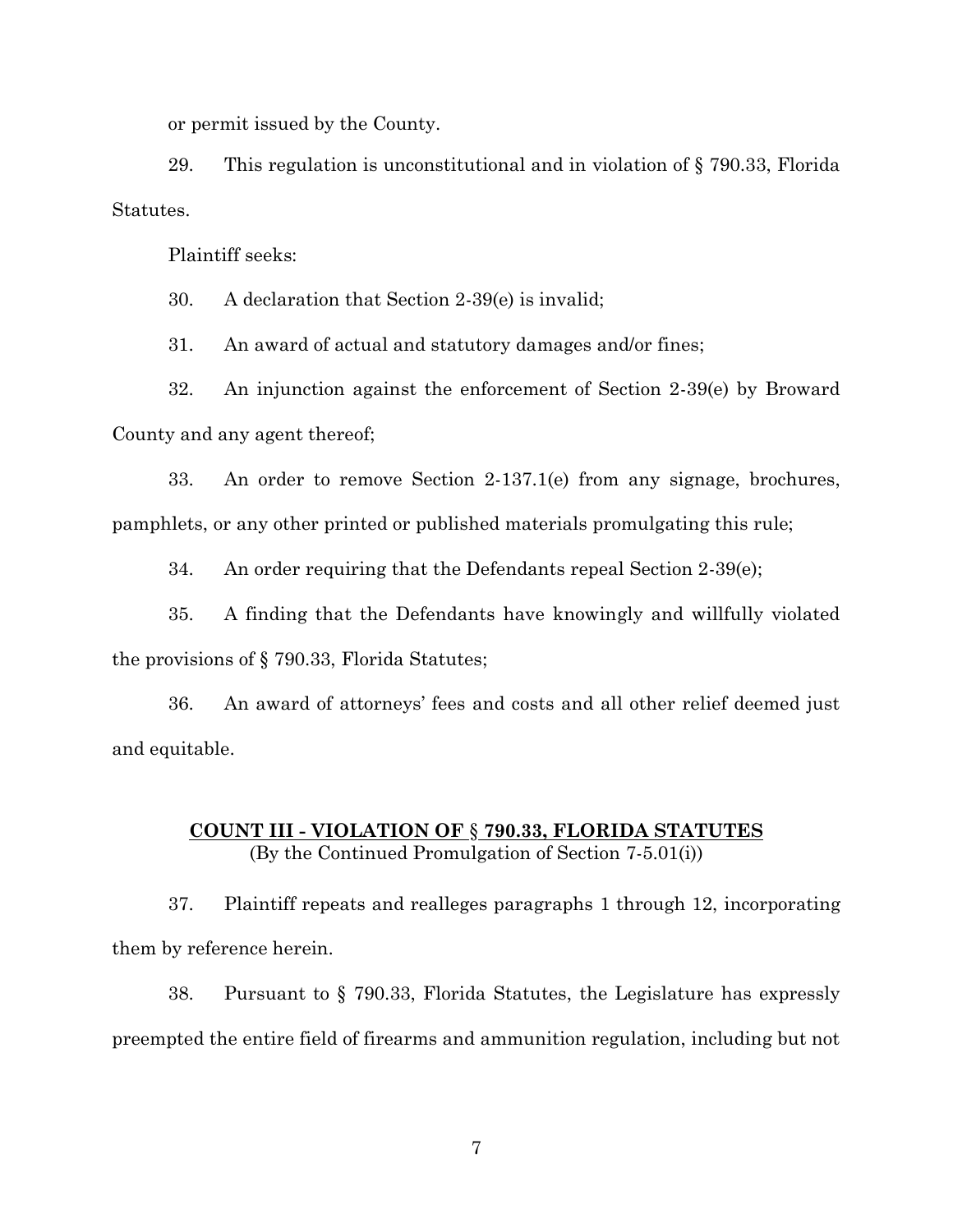or permit issued by the County.

29. This regulation is unconstitutional and in violation of § 790.33, Florida Statutes.

Plaintiff seeks:

30. A declaration that Section 2-39(e) is invalid;

31. An award of actual and statutory damages and/or fines;

32. An injunction against the enforcement of Section 2-39(e) by Broward County and any agent thereof;

33. An order to remove Section 2-137.1(e) from any signage, brochures, pamphlets, or any other printed or published materials promulgating this rule;

34. An order requiring that the Defendants repeal Section 2-39(e);

35. A finding that the Defendants have knowingly and willfully violated the provisions of § 790.33, Florida Statutes;

36. An award of attorneys' fees and costs and all other relief deemed just and equitable.

## COUNT III - VIOLATION OF § 790.33, FLORIDA STATUTES

(By the Continued Promulgation of Section 7-5.01(i))

37. Plaintiff repeats and realleges paragraphs 1 through 12, incorporating them by reference herein.

38. Pursuant to § 790.33, Florida Statutes, the Legislature has expressly preempted the entire field of firearms and ammunition regulation, including but not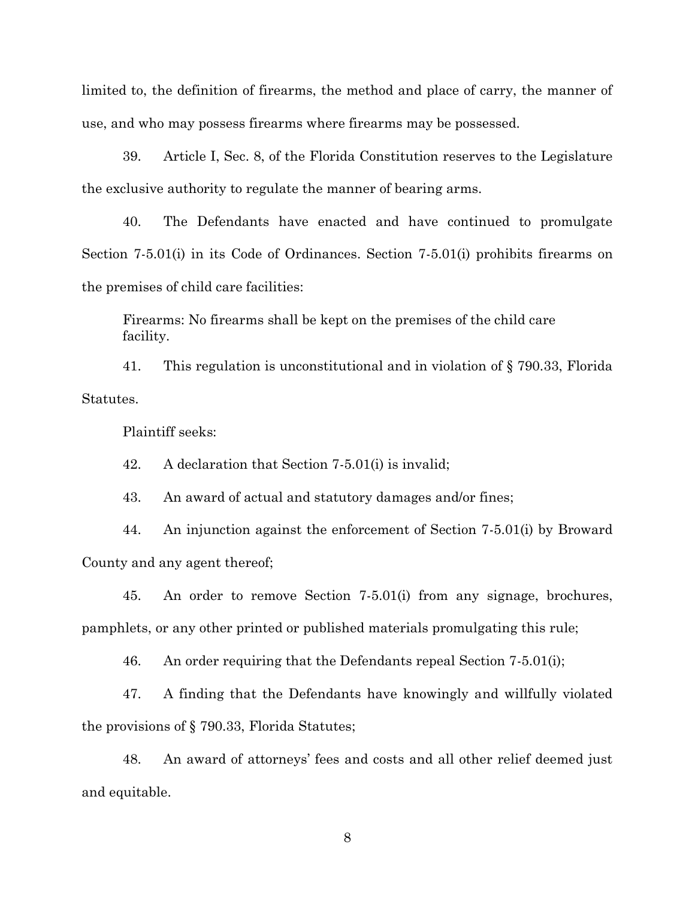limited to, the definition of firearms, the method and place of carry, the manner of use, and who may possess firearms where firearms may be possessed.

39. Article I, Sec. 8, of the Florida Constitution reserves to the Legislature the exclusive authority to regulate the manner of bearing arms.

40. The Defendants have enacted and have continued to promulgate Section 7-5.01(i) in its Code of Ordinances. Section 7-5.01(i) prohibits firearms on the premises of child care facilities:

> Firearms: No firearms shall be kept on the premises of the child care facility.

41. This regulation is unconstitutional and in violation of § 790.33, Florida Statutes.

Plaintiff seeks:

42. A declaration that Section 7-5.01(i) is invalid;

43. An award of actual and statutory damages and/or fines;

44. An injunction against the enforcement of Section 7-5.01(i) by Broward County and any agent thereof;

45. An order to remove Section 7-5.01(i) from any signage, brochures, pamphlets, or any other printed or published materials promulgating this rule;

46. An order requiring that the Defendants repeal Section 7-5.01(i);

47. A finding that the Defendants have knowingly and willfully violated the provisions of § 790.33, Florida Statutes;

48. An award of attorneys' fees and costs and all other relief deemed just and equitable.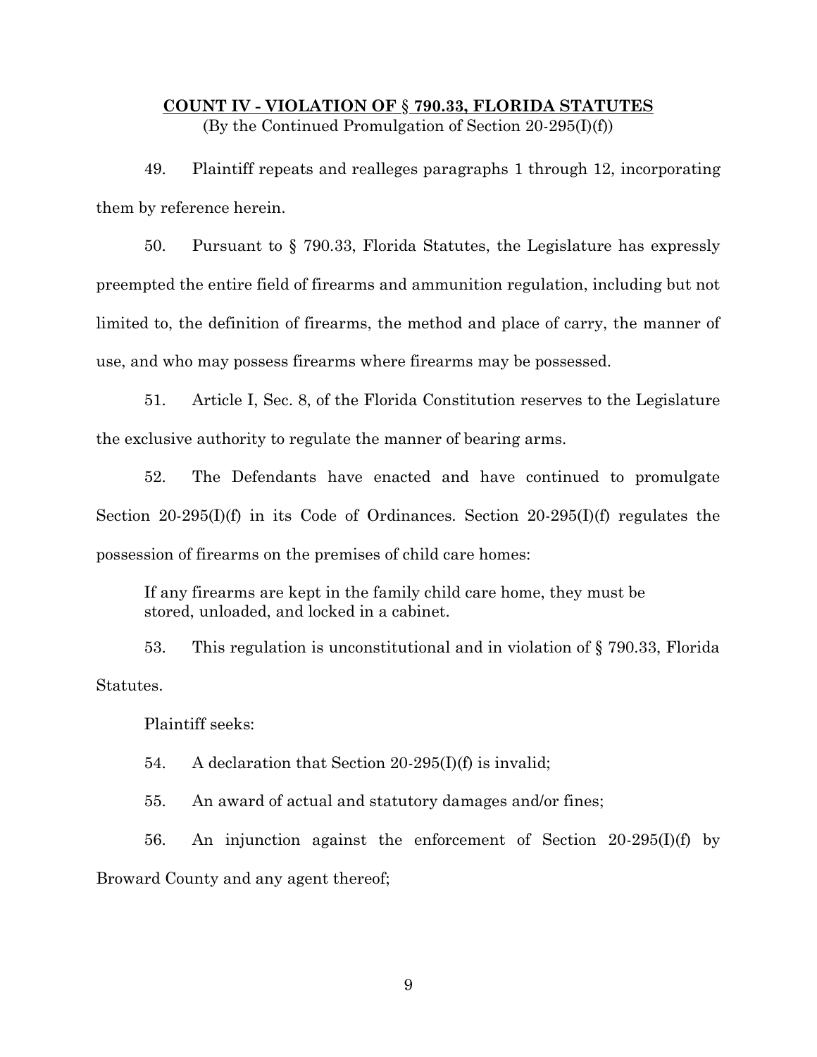## **COUNT IV - VIOLATION OF § 790.33, FLORIDA STATUTES**

(By the Continued Promulgation of Section 20-295(I)(f))

49. Plaintiff repeats and realleges paragraphs 1 through 12, incorporating them by reference herein.

50. Pursuant to § 790.33, Florida Statutes, the Legislature has expressly preempted the entire field of firearms and ammunition regulation, including but not limited to, the definition of firearms, the method and place of carry, the manner of use, and who may possess firearms where firearms may be possessed.

51. Article I, Sec. 8, of the Florida Constitution reserves to the Legislature the exclusive authority to regulate the manner of bearing arms.

52. The Defendants have enacted and have continued to promulgate Section 20-295(I)(f) in its Code of Ordinances. Section 20-295(I)(f) regulates the possession of firearms on the premises of child care homes:

> If any firearms are kept in the family child care home, they must be stored, unloaded, and locked in a cabinet.

53. This regulation is unconstitutional and in violation of § 790.33, Florida Statutes.

Plaintiff seeks:

54. A declaration that Section 20-295(I)(f) is invalid;

55. An award of actual and statutory damages and/or fines;

56. An injunction against the enforcement of Section 20-295(I)(f) by Broward County and any agent thereof;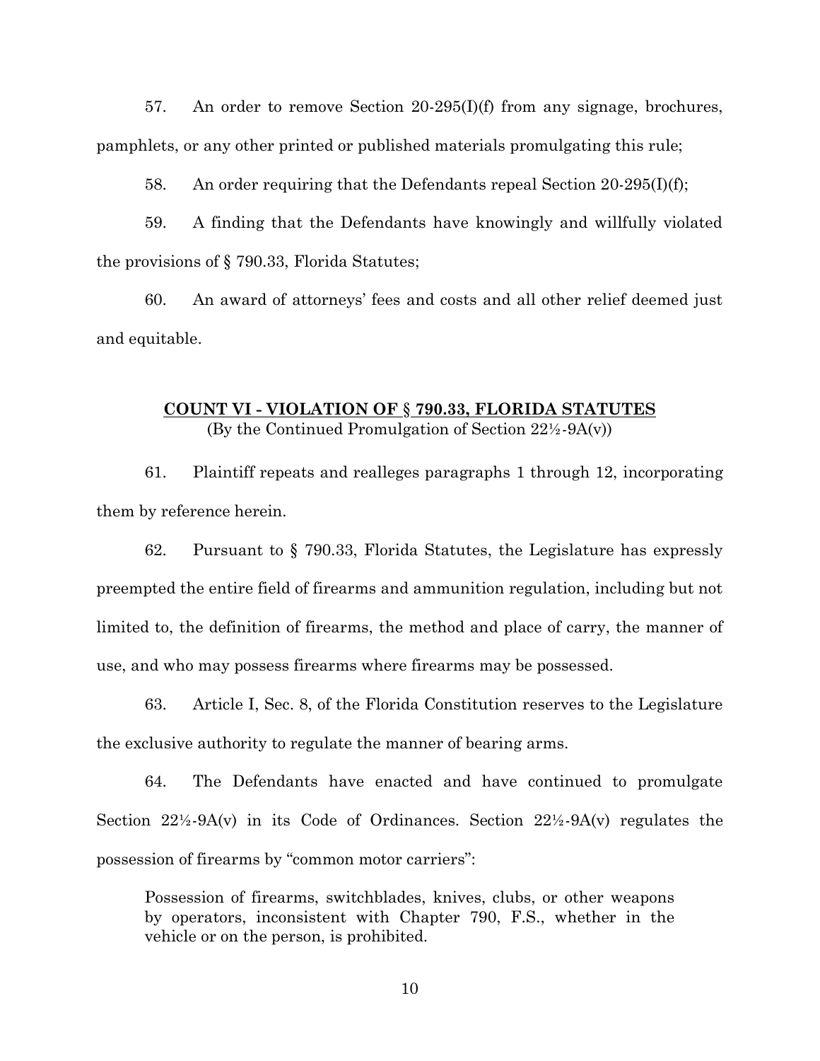57. An order to remove Section 20-295(I)(f) from any signage, brochures, pamphlets, or any other printed or published materials promulgating this rule;

58. An order requiring that the Defendants repeal Section 20-295(I)(f);

59. A finding that the Defendants have knowingly and willfully violated the provisions of § 790.33, Florida Statutes;

60. An award of attorneys' fees and costs and all other relief deemed just and equitable.

## COUNT VI - VIOLATION OF § 790.33, FLORIDA STATUTES

(By the Continued Promulgation of Section 22½-9A(v))

61. Plaintiff repeats and realleges paragraphs 1 through 12, incorporating them by reference herein.

62. Pursuant to § 790.33, Florida Statutes, the Legislature has expressly preempted the entire field of firearms and ammunition regulation, including but not limited to, the definition of firearms, the method and place of carry, the manner of use, and who may possess firearms where firearms may be possessed.

63. Article I, Sec. 8, of the Florida Constitution reserves to the Legislature the exclusive authority to regulate the manner of bearing arms.

64. The Defendants have enacted and have continued to promulgate Section 22½-9A(v) in its Code of Ordinances. Section 22½-9A(v) regulates the possession of firearms by "common motor carriers":

> Possession of firearms, switchblades, knives, clubs, or other weapons by operators, inconsistent with Chapter 790, F.S., whether in the vehicle or on the person, is prohibited.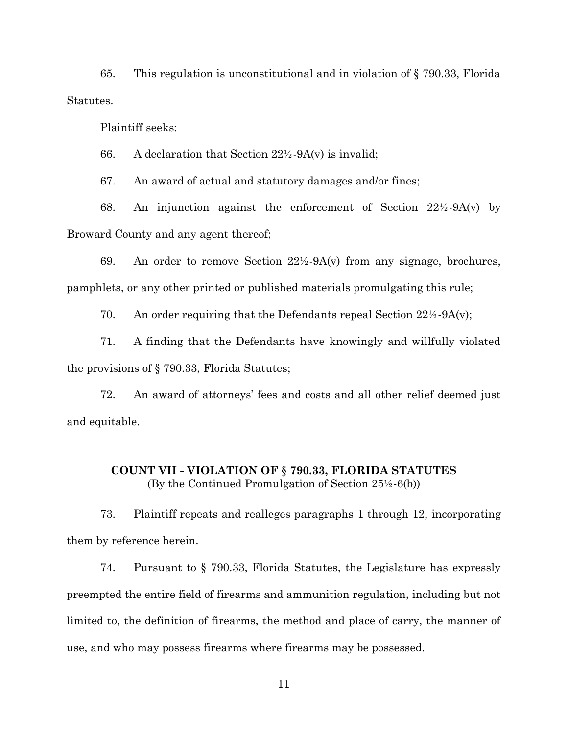65. This regulation is unconstitutional and in violation of § 790.33, Florida Statutes.

Plaintiff seeks:

66. A declaration that Section 22½-9A(v) is invalid;

67. An award of actual and statutory damages and/or fines;

68. An injunction against the enforcement of Section 22½-9A(v) by Broward County and any agent thereof;

69. An order to remove Section 22½-9A(v) from any signage, brochures, pamphlets, or any other printed or published materials promulgating this rule;

70. An order requiring that the Defendants repeal Section 22½-9A(v);

71. A finding that the Defendants have knowingly and willfully violated the provisions of § 790.33, Florida Statutes;

72. An award of attorneys' fees and costs and all other relief deemed just and equitable.

## COUNT VII - VIOLATION OF § 790.33, FLORIDA STATUTES

(By the Continued Promulgation of Section 25½-6(b))

73. Plaintiff repeats and realleges paragraphs 1 through 12, incorporating them by reference herein.

74. Pursuant to § 790.33, Florida Statutes, the Legislature has expressly preempted the entire field of firearms and ammunition regulation, including but not limited to, the definition of firearms, the method and place of carry, the manner of use, and who may possess firearms where firearms may be possessed.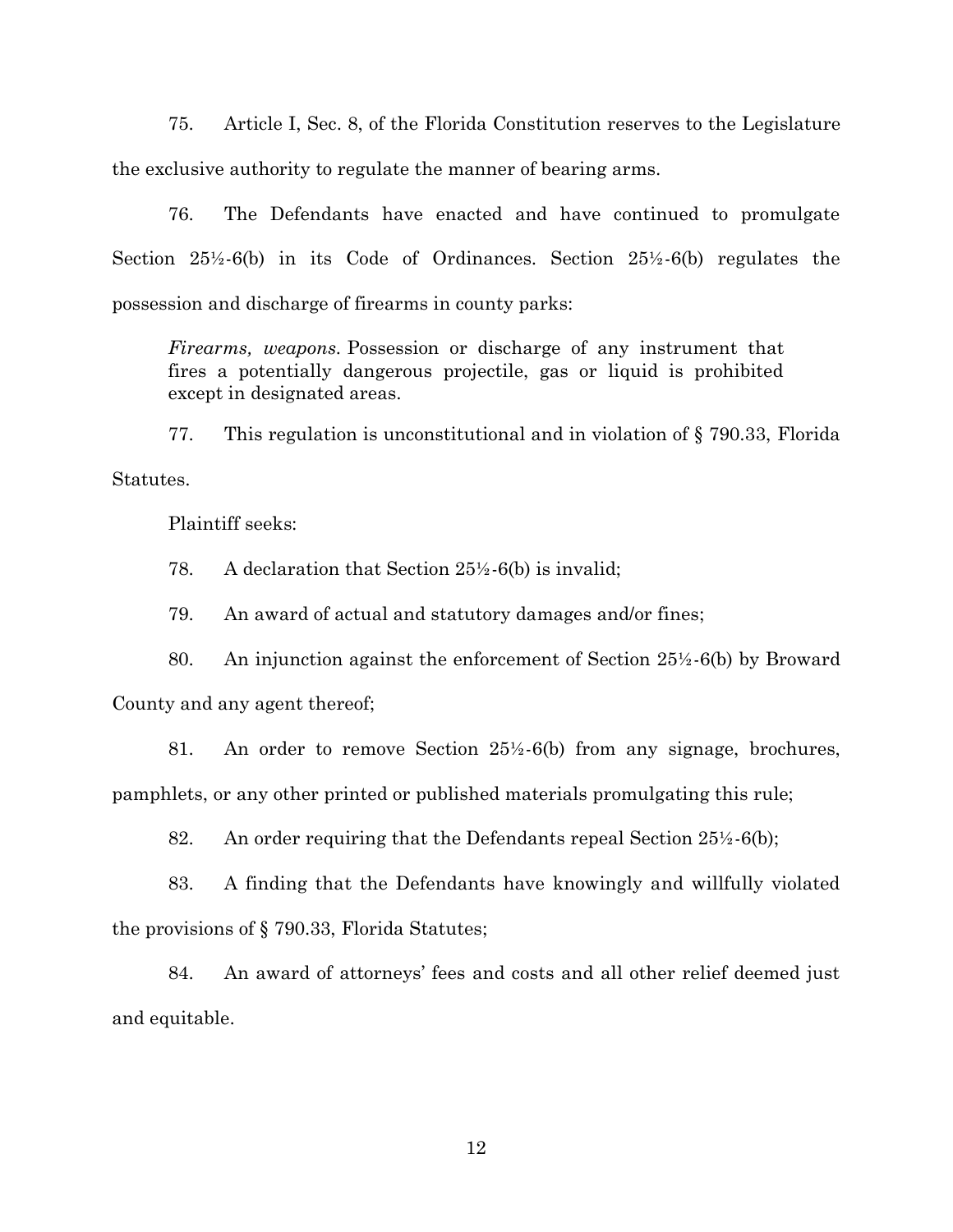75. Article I, Sec. 8, of the Florida Constitution reserves to the Legislature the exclusive authority to regulate the manner of bearing arms.

76. The Defendants have enacted and have continued to promulgate Section 25½-6(b) in its Code of Ordinances. Section 25½-6(b) regulates the possession and discharge of firearms in county parks:

> *Firearms, weapons*. Possession or discharge of any instrument that fires a potentially dangerous projectile, gas or liquid is prohibited except in designated areas.

77. This regulation is unconstitutional and in violation of § 790.33, Florida Statutes.

Plaintiff seeks:

78. A declaration that Section 25½-6(b) is invalid;

79. An award of actual and statutory damages and/or fines;

80. An injunction against the enforcement of Section 25½-6(b) by Broward County and any agent thereof;

81. An order to remove Section 25½-6(b) from any signage, brochures, pamphlets, or any other printed or published materials promulgating this rule;

82. An order requiring that the Defendants repeal Section 25½-6(b);

83. A finding that the Defendants have knowingly and willfully violated the provisions of § 790.33, Florida Statutes;

84. An award of attorneys' fees and costs and all other relief deemed just and equitable.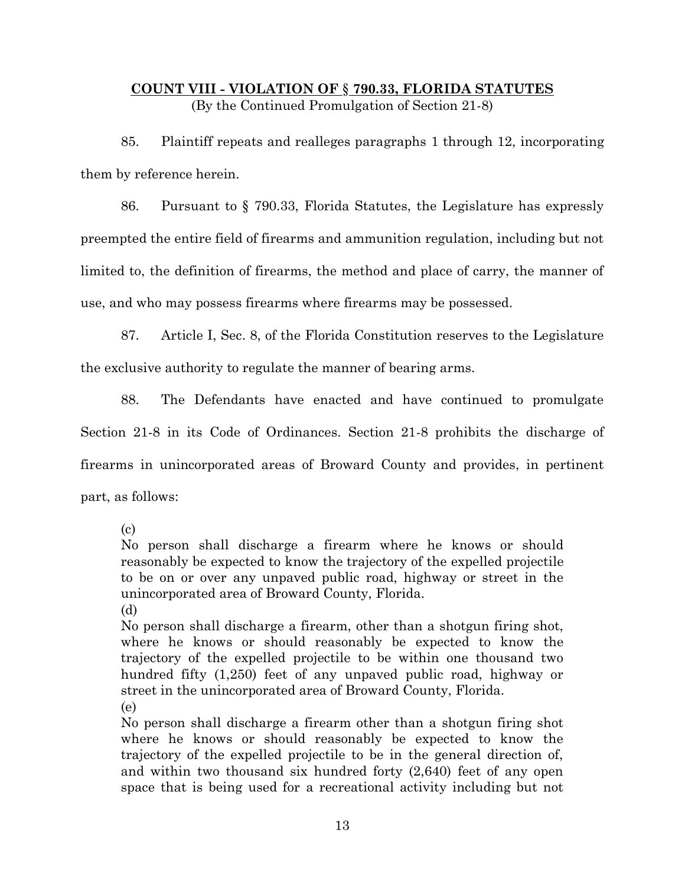**COUNT VIII - VIOLATION OF § 790.33, FLORIDA STATUTES**

(By the Continued Promulgation of Section 21-8)

85. Plaintiff repeats and realleges paragraphs 1 through 12, incorporating them by reference herein.

86. Pursuant to § 790.33, Florida Statutes, the Legislature has expressly preempted the entire field of firearms and ammunition regulation, including but not limited to, the definition of firearms, the method and place of carry, the manner of use, and who may possess firearms where firearms may be possessed.

87. Article I, Sec. 8, of the Florida Constitution reserves to the Legislature the exclusive authority to regulate the manner of bearing arms.

88. The Defendants have enacted and have continued to promulgate Section 21-8 in its Code of Ordinances. Section 21-8 prohibits the discharge of firearms in unincorporated areas of Broward County and provides, in pertinent part, as follows:

> (c)
> No person shall discharge a firearm where he knows or should reasonably be expected to know the trajectory of the expelled projectile to be on or over any unpaved public road, highway or street in the unincorporated area of Broward County, Florida.
> (d)
> No person shall discharge a firearm, other than a shotgun firing shot, where he knows or should reasonably be expected to know the trajectory of the expelled projectile to be within one thousand two hundred fifty (1,250) feet of any unpaved public road, highway or street in the unincorporated area of Broward County, Florida.
> (e)
> No person shall discharge a firearm other than a shotgun firing shot where he knows or should reasonably be expected to know the trajectory of the expelled projectile to be in the general direction of, and within two thousand six hundred forty (2,640) feet of any open space that is being used for a recreational activity including but not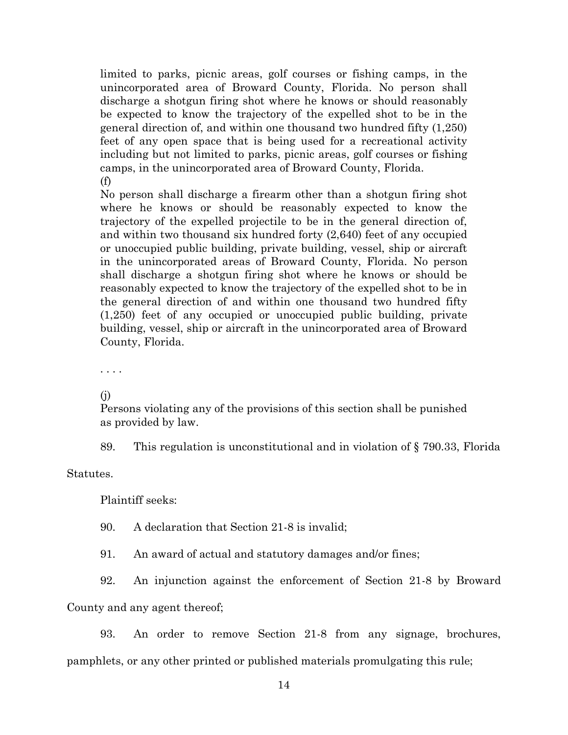limited to parks, picnic areas, golf courses or fishing camps, in the unincorporated area of Broward County, Florida. No person shall discharge a shotgun firing shot where he knows or should reasonably be expected to know the trajectory of the expelled shot to be in the general direction of, and within one thousand two hundred fifty (1,250) feet of any open space that is being used for a recreational activity including but not limited to parks, picnic areas, golf courses or fishing camps, in the unincorporated area of Broward County, Florida.

(f)

No person shall discharge a firearm other than a shotgun firing shot where he knows or should be reasonably expected to know the trajectory of the expelled projectile to be in the general direction of, and within two thousand six hundred forty (2,640) feet of any occupied or unoccupied public building, private building, vessel, ship or aircraft in the unincorporated areas of Broward County, Florida. No person shall discharge a shotgun firing shot where he knows or should be reasonably expected to know the trajectory of the expelled shot to be in the general direction of and within one thousand two hundred fifty (1,250) feet of any occupied or unoccupied public building, private building, vessel, ship or aircraft in the unincorporated area of Broward County, Florida.

. . . .

(j)

Persons violating any of the provisions of this section shall be punished as provided by law.

89. This regulation is unconstitutional and in violation of § 790.33, Florida Statutes.

Plaintiff seeks:

90. A declaration that Section 21-8 is invalid;

91. An award of actual and statutory damages and/or fines;

92. An injunction against the enforcement of Section 21-8 by Broward County and any agent thereof;

93. An order to remove Section 21-8 from any signage, brochures, pamphlets, or any other printed or published materials promulgating this rule;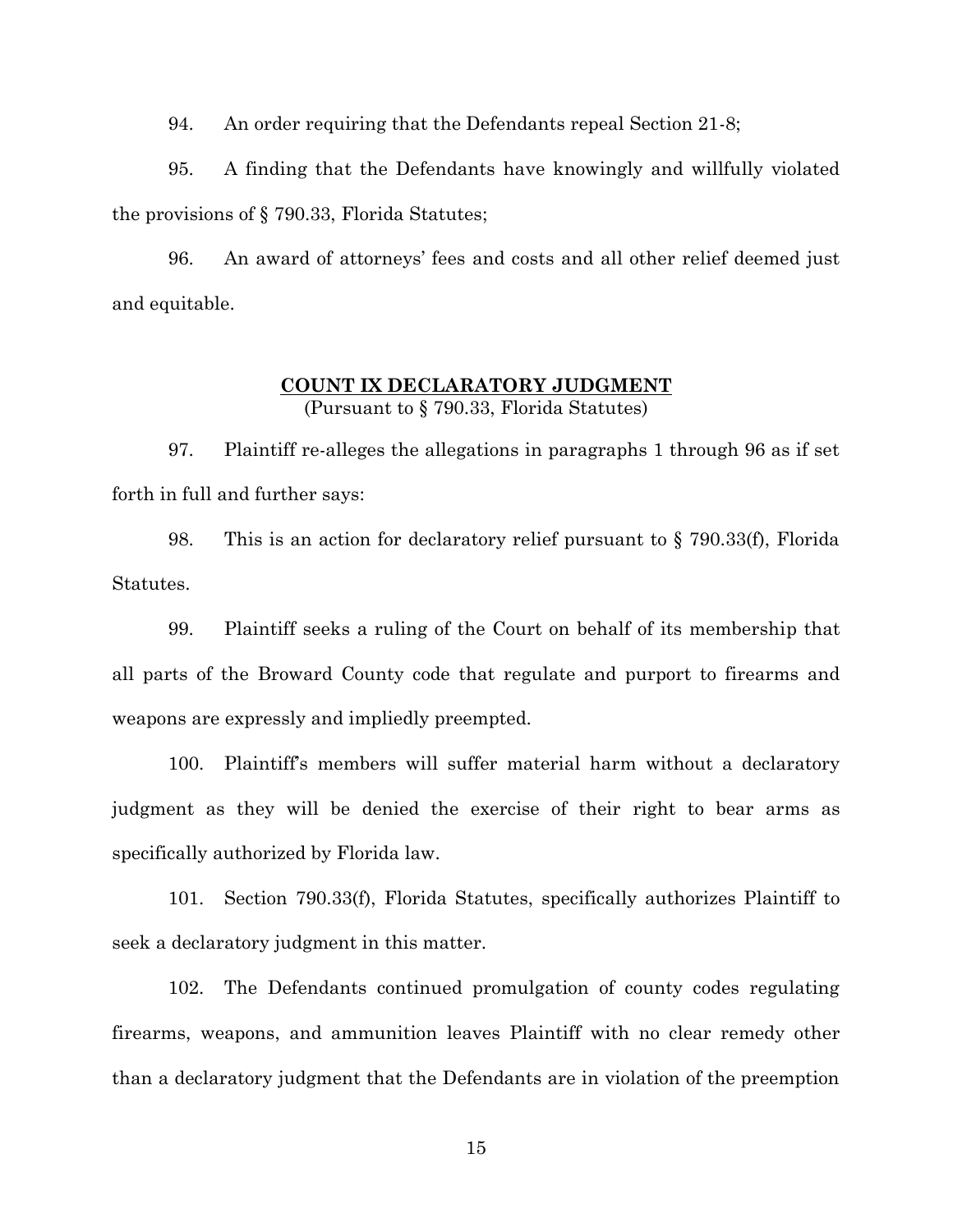94. An order requiring that the Defendants repeal Section 21-8;

95. A finding that the Defendants have knowingly and willfully violated the provisions of § 790.33, Florida Statutes;

96. An award of attorneys' fees and costs and all other relief deemed just and equitable.

**COUNT IX DECLARATORY JUDGMENT**
(Pursuant to § 790.33, Florida Statutes)

97. Plaintiff re-alleges the allegations in paragraphs 1 through 96 as if set forth in full and further says:

98. This is an action for declaratory relief pursuant to § 790.33(f), Florida Statutes.

99. Plaintiff seeks a ruling of the Court on behalf of its membership that all parts of the Broward County code that regulate and purport to firearms and weapons are expressly and impliedly preempted.

100. Plaintiff's members will suffer material harm without a declaratory judgment as they will be denied the exercise of their right to bear arms as specifically authorized by Florida law.

101. Section 790.33(f), Florida Statutes, specifically authorizes Plaintiff to seek a declaratory judgment in this matter.

102. The Defendants continued promulgation of county codes regulating firearms, weapons, and ammunition leaves Plaintiff with no clear remedy other than a declaratory judgment that the Defendants are in violation of the preemption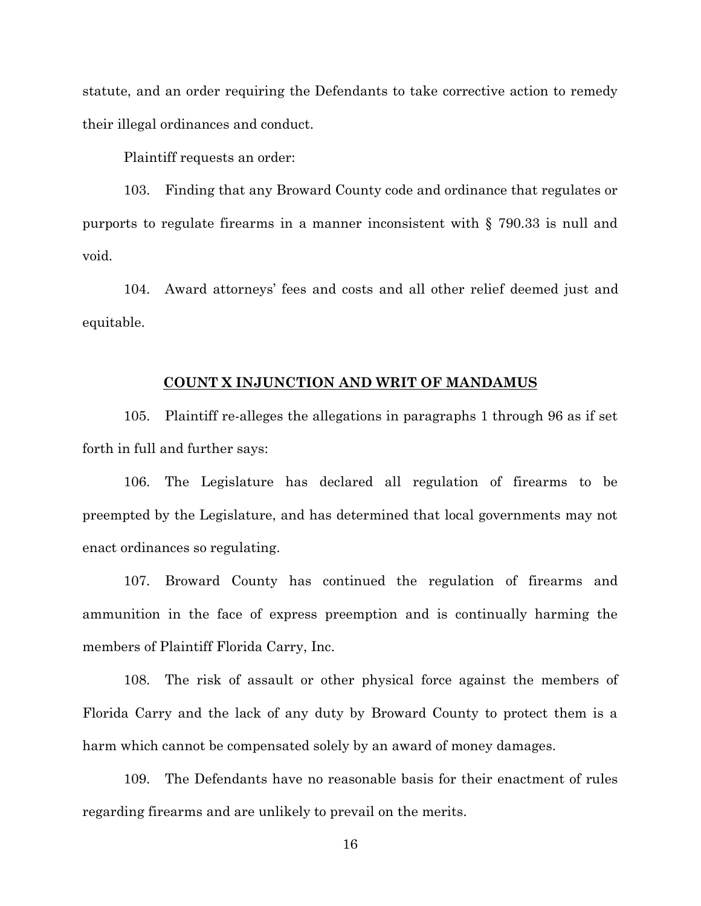statute, and an order requiring the Defendants to take corrective action to remedy their illegal ordinances and conduct.

Plaintiff requests an order:

103. Finding that any Broward County code and ordinance that regulates or purports to regulate firearms in a manner inconsistent with § 790.33 is null and void.

104. Award attorneys' fees and costs and all other relief deemed just and equitable.

## COUNT X INJUNCTION AND WRIT OF MANDAMUS

105. Plaintiff re-alleges the allegations in paragraphs 1 through 96 as if set forth in full and further says:

106. The Legislature has declared all regulation of firearms to be preempted by the Legislature, and has determined that local governments may not enact ordinances so regulating.

107. Broward County has continued the regulation of firearms and ammunition in the face of express preemption and is continually harming the members of Plaintiff Florida Carry, Inc.

108. The risk of assault or other physical force against the members of Florida Carry and the lack of any duty by Broward County to protect them is a harm which cannot be compensated solely by an award of money damages.

109. The Defendants have no reasonable basis for their enactment of rules regarding firearms and are unlikely to prevail on the merits.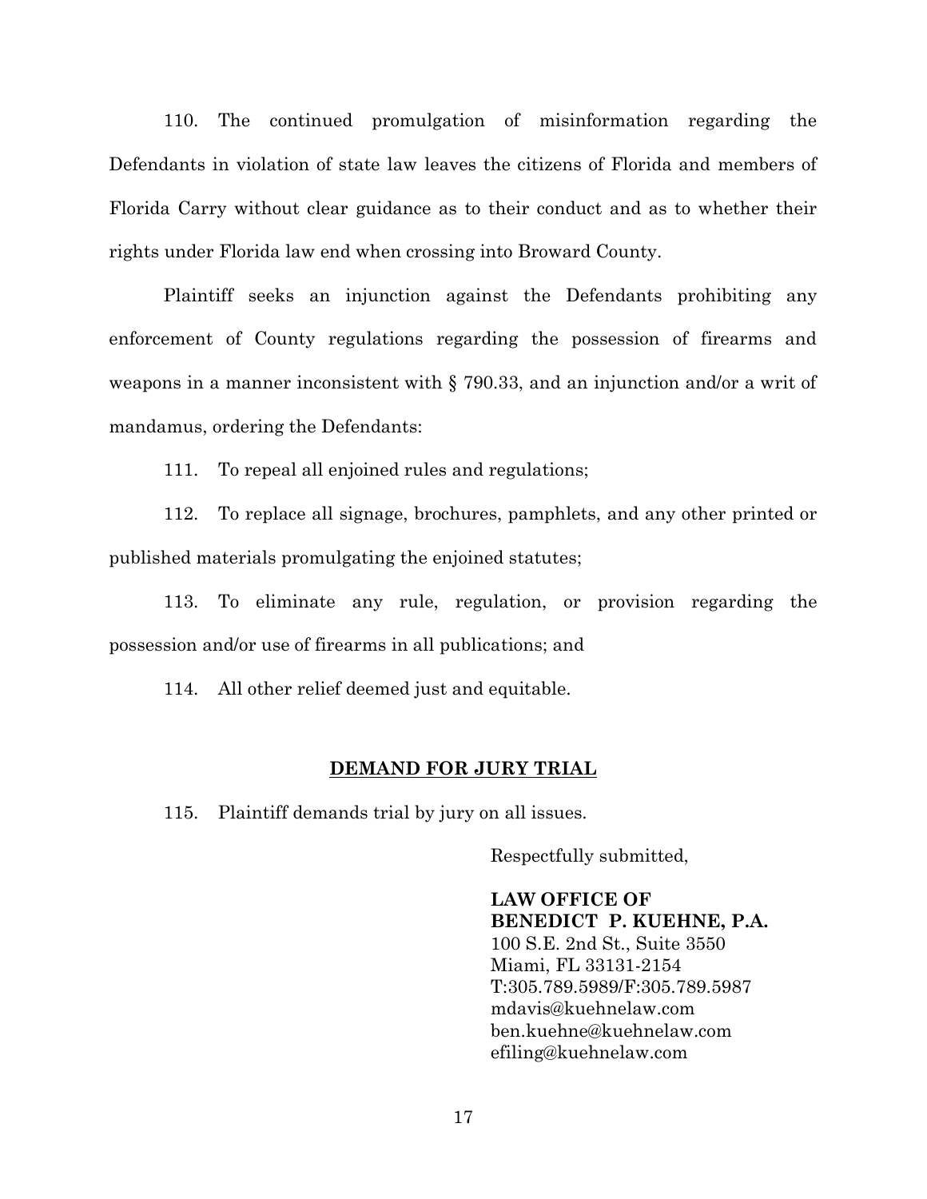110. The continued promulgation of misinformation regarding the Defendants in violation of state law leaves the citizens of Florida and members of Florida Carry without clear guidance as to their conduct and as to whether their rights under Florida law end when crossing into Broward County.

Plaintiff seeks an injunction against the Defendants prohibiting any enforcement of County regulations regarding the possession of firearms and weapons in a manner inconsistent with § 790.33, and an injunction and/or a writ of mandamus, ordering the Defendants:

111. To repeal all enjoined rules and regulations;

112. To replace all signage, brochures, pamphlets, and any other printed or published materials promulgating the enjoined statutes;

113. To eliminate any rule, regulation, or provision regarding the possession and/or use of firearms in all publications; and

114. All other relief deemed just and equitable.

## DEMAND FOR JURY TRIAL

115. Plaintiff demands trial by jury on all issues.

Respectfully submitted,

**LAW OFFICE OF**
**BENEDICT P. KUEHNE, P.A.**
100 S.E. 2nd St., Suite 3550
Miami, FL 33131-2154
T:305.789.5989/F:305.789.5987
mdavis@kuehnelaw.com
ben.kuehne@kuehnelaw.com
efiling@kuehnelaw.com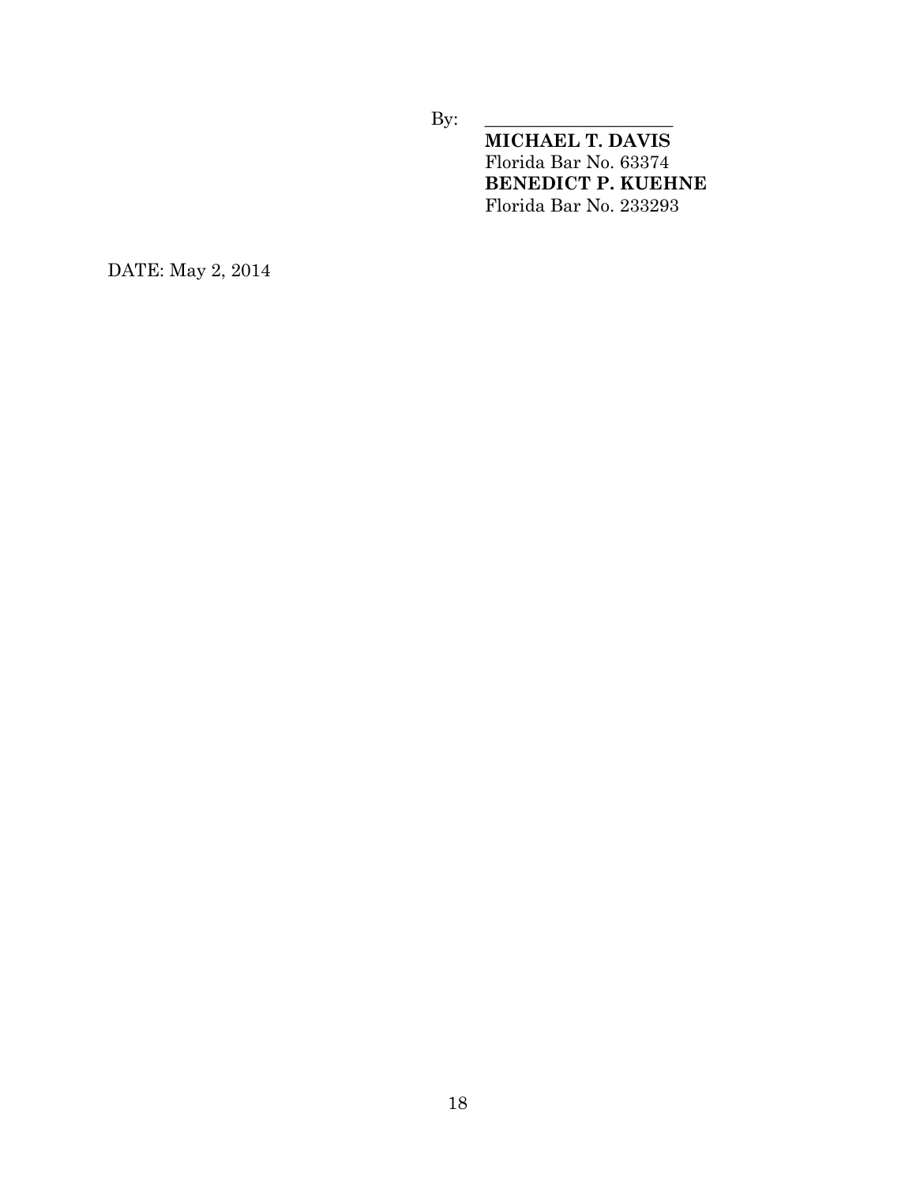By: ____________________

**MICHAEL T. DAVIS**
Florida Bar No. 63374
**BENEDICT P. KUEHNE**
Florida Bar No. 233293

DATE: May 2, 2014